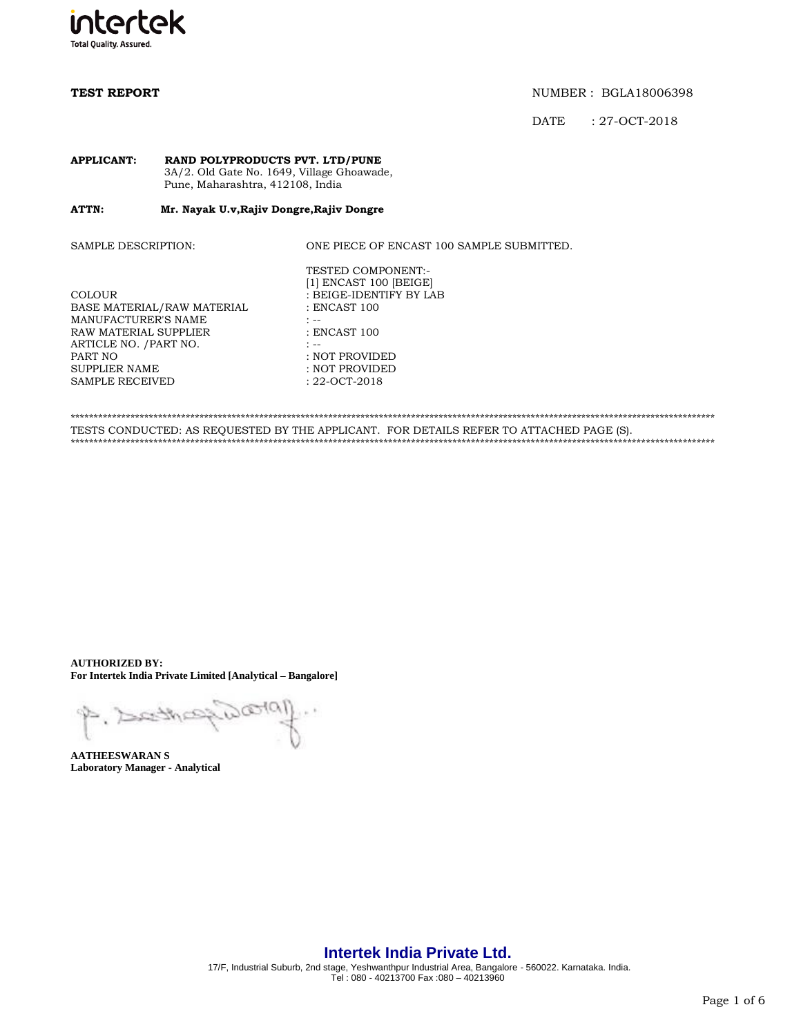**TEST REPORT**

NUMBER : BGLA18006398

DATE : 27-OCT-2018

**APPLICANT:** **RAND POLYPRODUCTS PVT. LTD/PUNE**
3A/2. Old Gate No. 1649, Village Ghoawade,
Pune, Maharashtra, 412108, India

**ATTN:** **Mr. Nayak U.v,Rajiv Dongre,Rajiv Dongre**

SAMPLE DESCRIPTION: ONE PIECE OF ENCAST 100 SAMPLE SUBMITTED.

TESTED COMPONENT:-
[1] ENCAST 100 [BEIGE]

| | |
|---|---|
| COLOUR | : BEIGE-IDENTIFY BY LAB |
| BASE MATERIAL/RAW MATERIAL | : ENCAST 100 |
| MANUFACTURER'S NAME | : -- |
| RAW MATERIAL SUPPLIER | : ENCAST 100 |
| ARTICLE NO. /PART NO. | : -- |
| PART NO | : NOT PROVIDED |
| SUPPLIER NAME | : NOT PROVIDED |
| SAMPLE RECEIVED | : 22-OCT-2018 |

*****************************************************************************************************************************************

TESTS CONDUCTED: AS REQUESTED BY THE APPLICANT. FOR DETAILS REFER TO ATTACHED PAGE (S).

*****************************************************************************************************************************************

**AUTHORIZED BY:**
**For Intertek India Private Limited [Analytical – Bangalore]**

**AATHEESWARAN S**
**Laboratory Manager - Analytical**

**Intertek India Private Ltd.**
17/F, Industrial Suburb, 2nd stage, Yeshwanthpur Industrial Area, Bangalore - 560022. Karnataka. India.
Tel : 080 - 40213700 Fax :080 – 40213960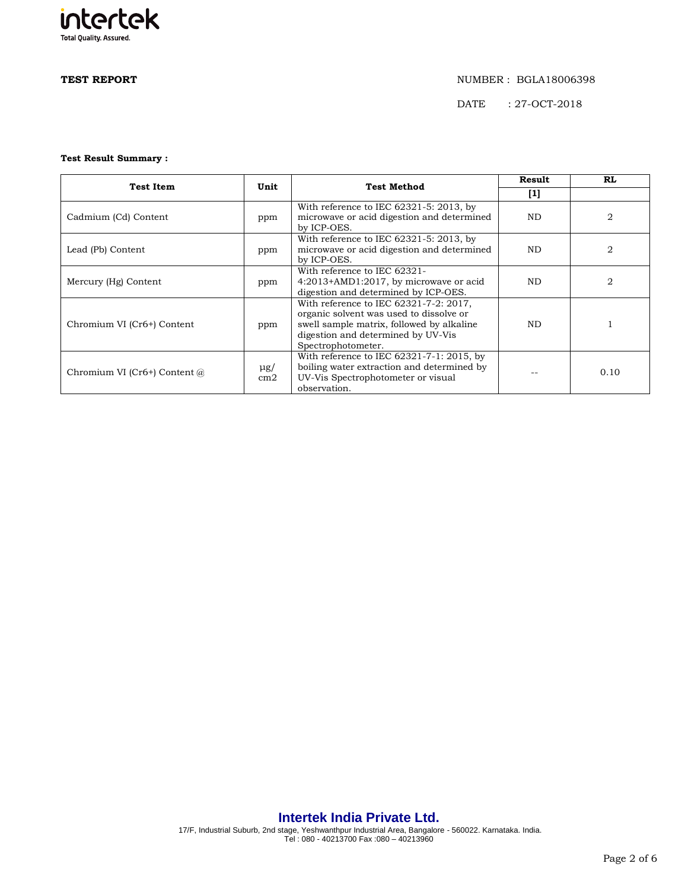**TEST REPORT**

NUMBER : BGLA18006398

DATE : 27-OCT-2018

**Test Result Summary :**

| Test Item | Unit | Test Method | Result [1] | RL |
|---|---|---|---|---|
| Cadmium (Cd) Content | ppm | With reference to IEC 62321-5: 2013, by microwave or acid digestion and determined by ICP-OES. | ND | 2 |
| Lead (Pb) Content | ppm | With reference to IEC 62321-5: 2013, by microwave or acid digestion and determined by ICP-OES. | ND | 2 |
| Mercury (Hg) Content | ppm | With reference to IEC 62321-4:2013+AMD1:2017, by microwave or acid digestion and determined by ICP-OES. | ND | 2 |
| Chromium VI (Cr6+) Content | ppm | With reference to IEC 62321-7-2: 2017, organic solvent was used to dissolve or swell sample matrix, followed by alkaline digestion and determined by UV-Vis Spectrophotometer. | ND | 1 |
| Chromium VI (Cr6+) Content @ | μg/cm2 | With reference to IEC 62321-7-1: 2015, by boiling water extraction and determined by UV-Vis Spectrophotometer or visual observation. | -- | 0.10 |

**Intertek India Private Ltd.**

17/F, Industrial Suburb, 2nd stage, Yeshwanthpur Industrial Area, Bangalore - 560022. Karnataka. India.
Tel : 080 - 40213700 Fax :080 – 40213960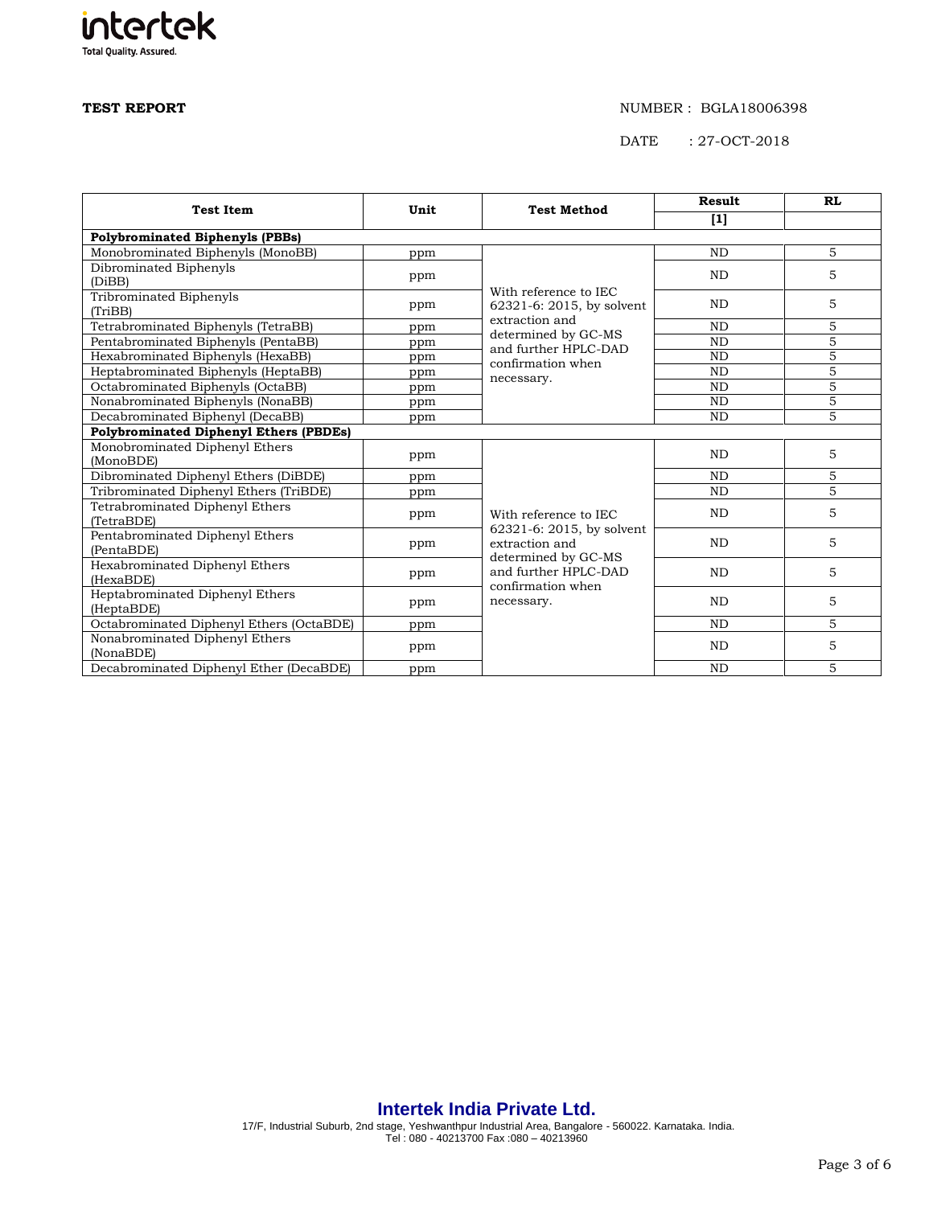**TEST REPORT**

NUMBER : BGLA18006398

DATE : 27-OCT-2018

| Test Item | Unit | Test Method | Result [1] | RL |
|---|---|---|---|---|
| **Polybrominated Biphenyls (PBBs)** | | | | |
| Monobrominated Biphenyls (MonoBB) | ppm | With reference to IEC 62321-6: 2015, by solvent extraction and determined by GC-MS and further HPLC-DAD confirmation when necessary. | ND | 5 |
| Dibrominated Biphenyls (DiBB) | ppm | | ND | 5 |
| Tribrominated Biphenyls (TriBB) | ppm | | ND | 5 |
| Tetrabrominated Biphenyls (TetraBB) | ppm | | ND | 5 |
| Pentabrominated Biphenyls (PentaBB) | ppm | | ND | 5 |
| Hexabrominated Biphenyls (HexaBB) | ppm | | ND | 5 |
| Heptabrominated Biphenyls (HeptaBB) | ppm | | ND | 5 |
| Octabrominated Biphenyls (OctaBB) | ppm | | ND | 5 |
| Nonabrominated Biphenyls (NonaBB) | ppm | | ND | 5 |
| Decabrominated Biphenyl (DecaBB) | ppm | | ND | 5 |
| **Polybrominated Diphenyl Ethers (PBDEs)** | | | | |
| Monobrominated Diphenyl Ethers (MonoBDE) | ppm | With reference to IEC 62321-6: 2015, by solvent extraction and determined by GC-MS and further HPLC-DAD confirmation when necessary. | ND | 5 |
| Dibrominated Diphenyl Ethers (DiBDE) | ppm | | ND | 5 |
| Tribrominated Diphenyl Ethers (TriBDE) | ppm | | ND | 5 |
| Tetrabrominated Diphenyl Ethers (TetraBDE) | ppm | | ND | 5 |
| Pentabrominated Diphenyl Ethers (PentaBDE) | ppm | | ND | 5 |
| Hexabrominated Diphenyl Ethers (HexaBDE) | ppm | | ND | 5 |
| Heptabrominated Diphenyl Ethers (HeptaBDE) | ppm | | ND | 5 |
| Octabrominated Diphenyl Ethers (OctaBDE) | ppm | | ND | 5 |
| Nonabrominated Diphenyl Ethers (NonaBDE) | ppm | | ND | 5 |
| Decabrominated Diphenyl Ether (DecaBDE) | ppm | | ND | 5 |

**Intertek India Private Ltd.**
17/F, Industrial Suburb, 2nd stage, Yeshwanthpur Industrial Area, Bangalore - 560022. Karnataka. India.
Tel : 080 - 40213700 Fax :080 – 40213960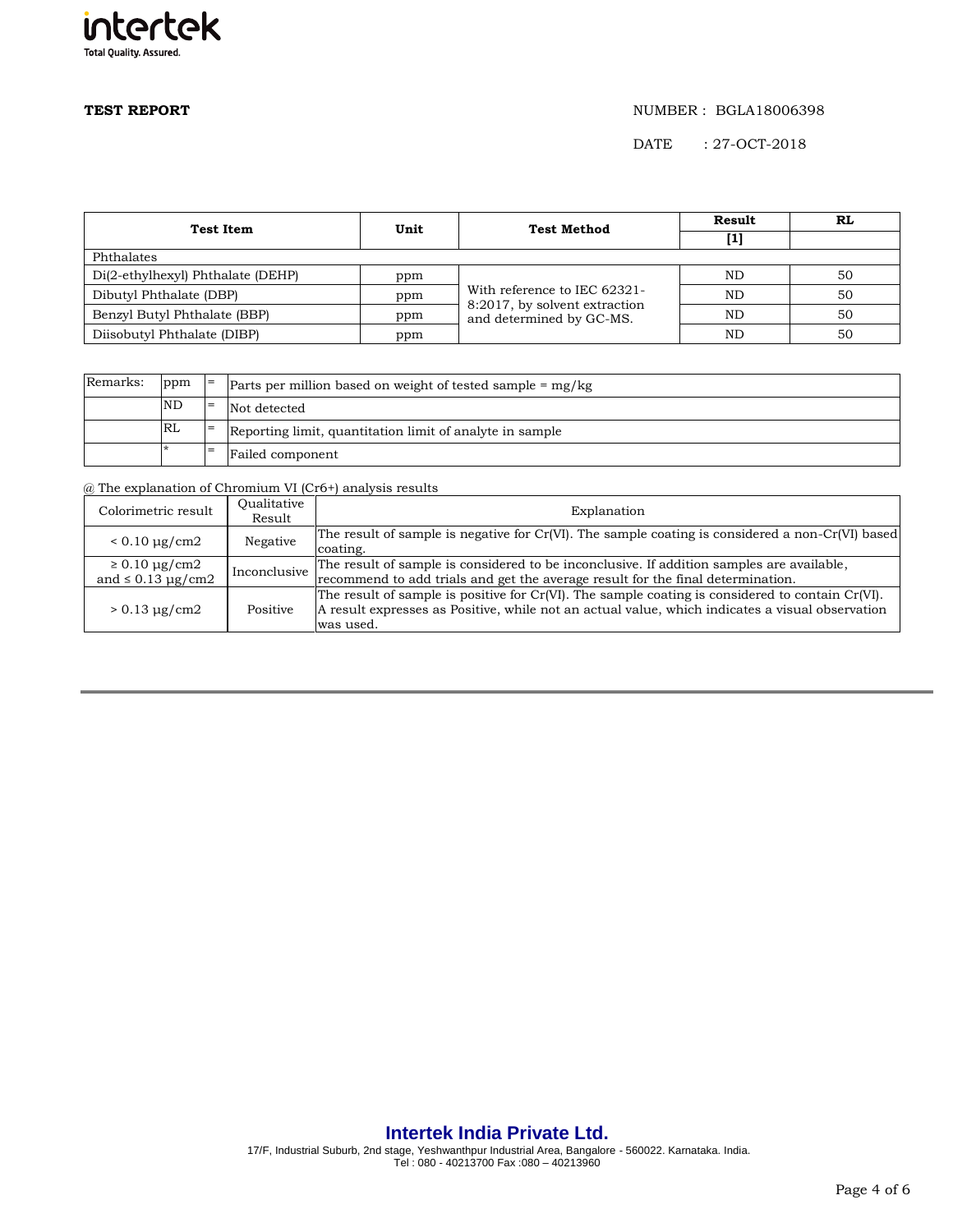**TEST REPORT**

NUMBER : BGLA18006398

DATE : 27-OCT-2018

| Test Item | Unit | Test Method | Result | RL |
|---|---|---|---|---|
| | | | [1] | |
| Phthalates | | | | |
| Di(2-ethylhexyl) Phthalate (DEHP) | ppm | With reference to IEC 62321-8:2017, by solvent extraction and determined by GC-MS. | ND | 50 |
| Dibutyl Phthalate (DBP) | ppm | | ND | 50 |
| Benzyl Butyl Phthalate (BBP) | ppm | | ND | 50 |
| Diisobutyl Phthalate (DIBP) | ppm | | ND | 50 |

| Remarks: | ppm | = | Parts per million based on weight of tested sample = mg/kg |
|---|---|---|---|
| | ND | = | Not detected |
| | RL | = | Reporting limit, quantitation limit of analyte in sample |
| | * | = | Failed component |

@ The explanation of Chromium VI (Cr6+) analysis results

| Colorimetric result | Qualitative Result | Explanation |
|---|---|---|
| < 0.10 µg/cm2 | Negative | The result of sample is negative for Cr(VI). The sample coating is considered a non-Cr(VI) based coating. |
| ≥ 0.10 µg/cm2 and ≤ 0.13 µg/cm2 | Inconclusive | The result of sample is considered to be inconclusive. If addition samples are available, recommend to add trials and get the average result for the final determination. |
| > 0.13 µg/cm2 | Positive | The result of sample is positive for Cr(VI). The sample coating is considered to contain Cr(VI). A result expresses as Positive, while not an actual value, which indicates a visual observation was used. |

**Intertek India Private Ltd.**

17/F, Industrial Suburb, 2nd stage, Yeshwanthpur Industrial Area, Bangalore - 560022. Karnataka. India.
Tel : 080 - 40213700 Fax :080 – 40213960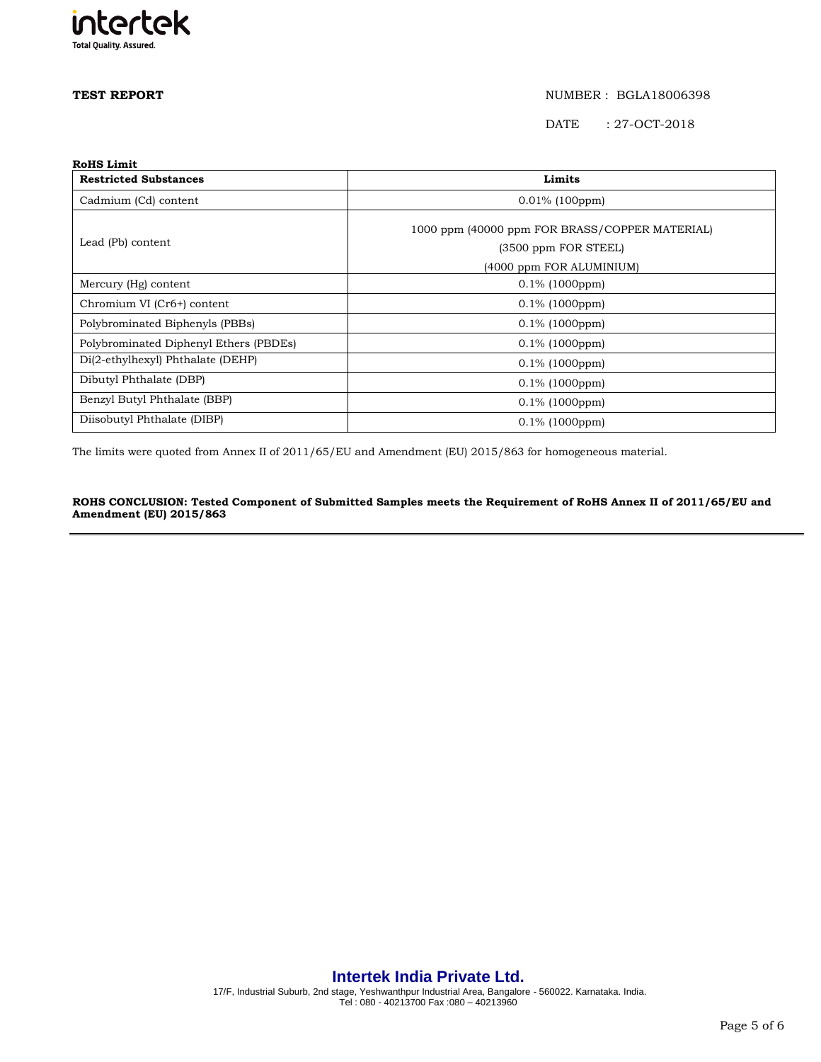**TEST REPORT**

NUMBER : BGLA18006398

DATE : 27-OCT-2018

**RoHS Limit**

| **Restricted Substances** | **Limits** |
|---|---|
| Cadmium (Cd) content | 0.01% (100ppm) |
| Lead (Pb) content | 1000 ppm (40000 ppm FOR BRASS/COPPER MATERIAL) (3500 ppm FOR STEEL) (4000 ppm FOR ALUMINIUM) |
| Mercury (Hg) content | 0.1% (1000ppm) |
| Chromium VI (Cr6+) content | 0.1% (1000ppm) |
| Polybrominated Biphenyls (PBBs) | 0.1% (1000ppm) |
| Polybrominated Diphenyl Ethers (PBDEs) | 0.1% (1000ppm) |
| Di(2-ethylhexyl) Phthalate (DEHP) | 0.1% (1000ppm) |
| Dibutyl Phthalate (DBP) | 0.1% (1000ppm) |
| Benzyl Butyl Phthalate (BBP) | 0.1% (1000ppm) |
| Diisobutyl Phthalate (DIBP) | 0.1% (1000ppm) |

The limits were quoted from Annex II of 2011/65/EU and Amendment (EU) 2015/863 for homogeneous material.

**ROHS CONCLUSION: Tested Component of Submitted Samples meets the Requirement of RoHS Annex II of 2011/65/EU and Amendment (EU) 2015/863**

**Intertek India Private Ltd.**

17/F, Industrial Suburb, 2nd stage, Yeshwanthpur Industrial Area, Bangalore - 560022. Karnataka. India.
Tel : 080 - 40213700 Fax :080 – 40213960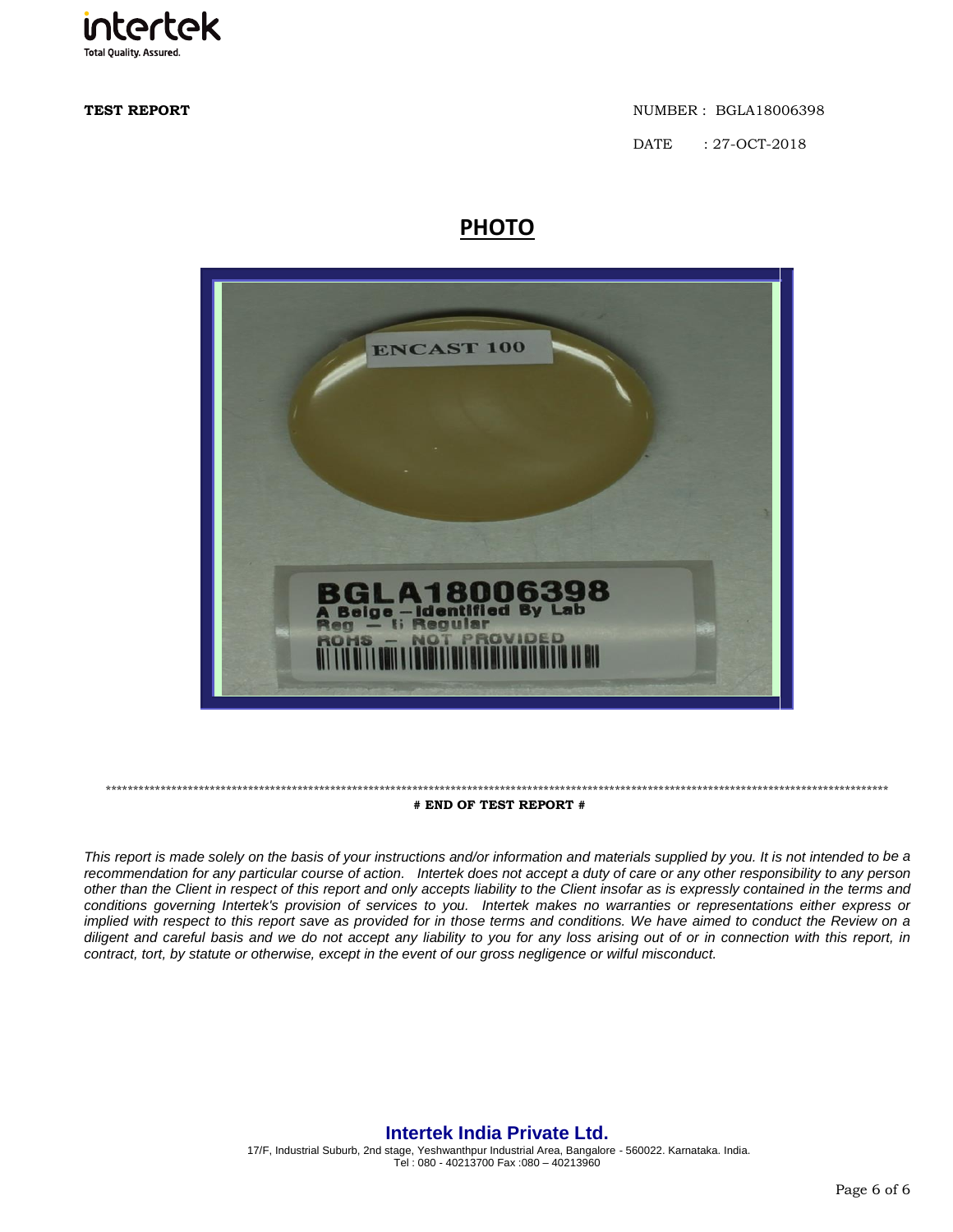**TEST REPORT**

NUMBER : BGLA18006398

DATE : 27-OCT-2018

## PHOTO

****************************************************************************************************************************************

**# END OF TEST REPORT #**

*This report is made solely on the basis of your instructions and/or information and materials supplied by you. It is not intended to be a recommendation for any particular course of action. Intertek does not accept a duty of care or any other responsibility to any person other than the Client in respect of this report and only accepts liability to the Client insofar as is expressly contained in the terms and conditions governing Intertek's provision of services to you. Intertek makes no warranties or representations either express or implied with respect to this report save as provided for in those terms and conditions. We have aimed to conduct the Review on a diligent and careful basis and we do not accept any liability to you for any loss arising out of or in connection with this report, in contract, tort, by statute or otherwise, except in the event of our gross negligence or wilful misconduct.*

**Intertek India Private Ltd.**

17/F, Industrial Suburb, 2nd stage, Yeshwanthpur Industrial Area, Bangalore - 560022. Karnataka. India.
Tel : 080 - 40213700 Fax :080 – 40213960